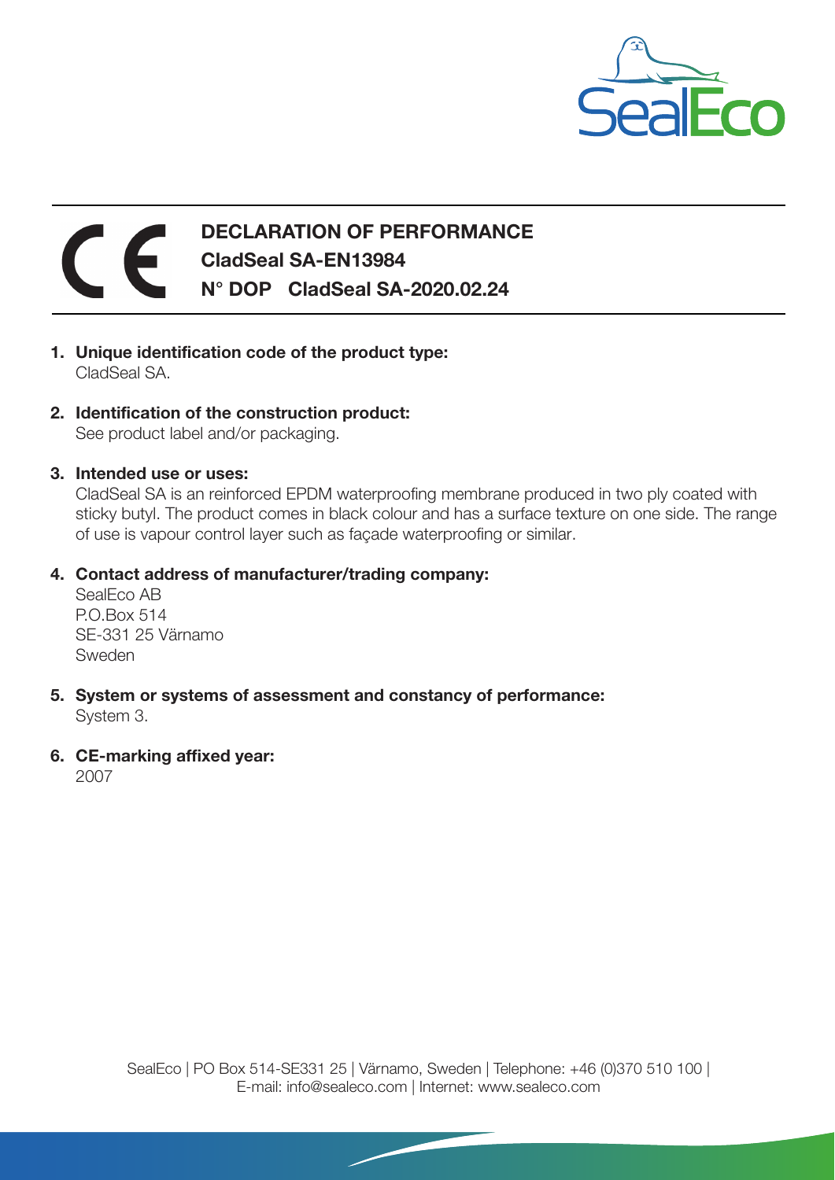# DECLARATION OF PERFORMANCE

**CladSeal SA-EN13984**

**N° DOP CladSeal SA-2020.02.24**

1. **Unique identification code of the product type:**
   CladSeal SA.

2. **Identification of the construction product:**
   See product label and/or packaging.

3. **Intended use or uses:**
   CladSeal SA is an reinforced EPDM waterproofing membrane produced in two ply coated with sticky butyl. The product comes in black colour and has a surface texture on one side. The range of use is vapour control layer such as façade waterproofing or similar.

4. **Contact address of manufacturer/trading company:**
   SealEco AB
   P.O.Box 514
   SE-331 25 Värnamo
   Sweden

5. **System or systems of assessment and constancy of performance:**
   System 3.

6. **CE-marking affixed year:**
   2007

SealEco | PO Box 514-SE331 25 | Värnamo, Sweden | Telephone: +46 (0)370 510 100 |
E-mail: info@sealeco.com | Internet: www.sealeco.com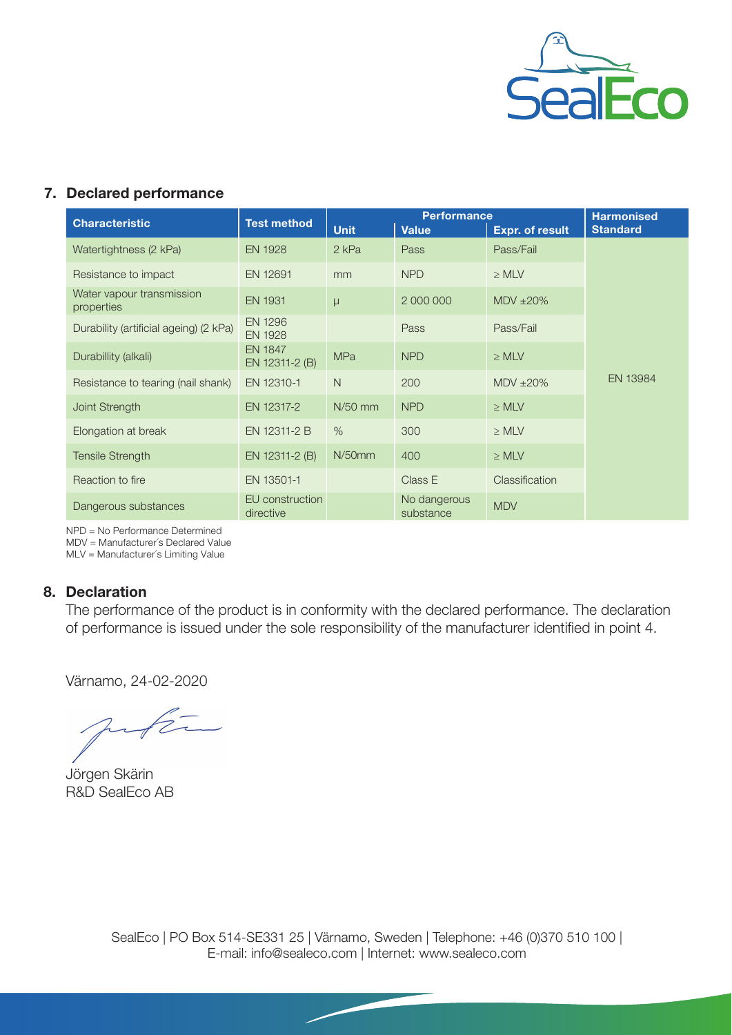## 7. Declared performance

| Characteristic | Test method | Performance | | | Harmonised Standard |
|---|---|---|---|---|---|
| | | Unit | Value | Expr. of result | |
| Watertightness (2 kPa) | EN 1928 | 2 kPa | Pass | Pass/Fail | EN 13984 |
| Resistance to impact | EN 12691 | mm | NPD | ≥ MLV | |
| Water vapour transmission properties | EN 1931 | μ | 2 000 000 | MDV ±20% | |
| Durability (artificial ageing) (2 kPa) | EN 1296 EN 1928 | | Pass | Pass/Fail | |
| Durabillity (alkali) | EN 1847 EN 12311-2 (B) | MPa | NPD | ≥ MLV | |
| Resistance to tearing (nail shank) | EN 12310-1 | N | 200 | MDV ±20% | |
| Joint Strength | EN 12317-2 | N/50 mm | NPD | ≥ MLV | |
| Elongation at break | EN 12311-2 B | % | 300 | ≥ MLV | |
| Tensile Strength | EN 12311-2 (B) | N/50mm | 400 | ≥ MLV | |
| Reaction to fire | EN 13501-1 | | Class E | Classification | |
| Dangerous substances | EU construction directive | | No dangerous substance | MDV | |

NPD = No Performance Determined
MDV = Manufacturer´s Declared Value
MLV = Manufacturer´s Limiting Value

## 8. Declaration

The performance of the product is in conformity with the declared performance. The declaration of performance is issued under the sole responsibility of the manufacturer identified in point 4.

Värnamo, 24-02-2020

Jörgen Skärin
R&D SealEco AB

SealEco | PO Box 514-SE331 25 | Värnamo, Sweden | Telephone: +46 (0)370 510 100 |
E-mail: info@sealeco.com | Internet: www.sealeco.com